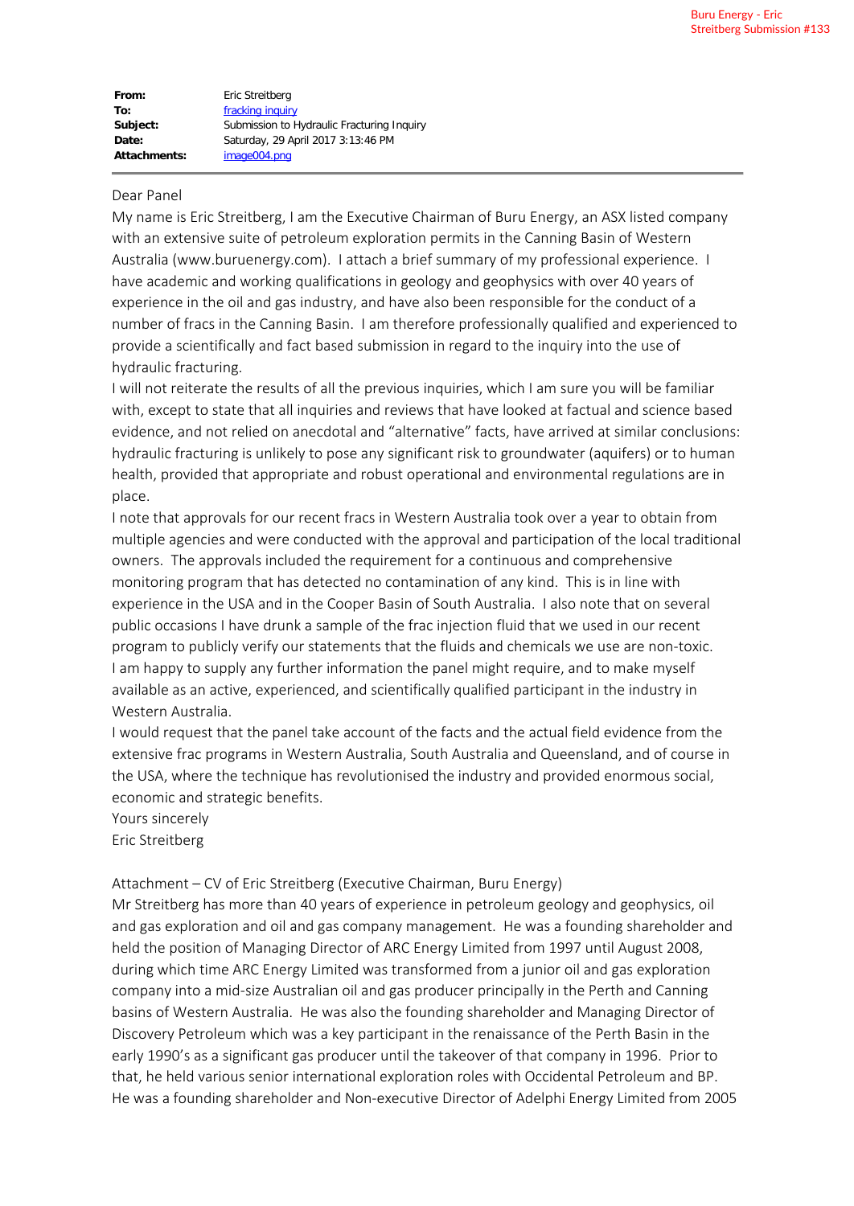Buru Energy - Eric Streitberg Submission #133

| | |
|---|---|
| **From:** | Eric Streitberg |
| **To:** | fracking inquiry |
| **Subject:** | Submission to Hydraulic Fracturing Inquiry |
| **Date:** | Saturday, 29 April 2017 3:13:46 PM |
| **Attachments:** | image004.png |

Dear Panel

My name is Eric Streitberg, I am the Executive Chairman of Buru Energy, an ASX listed company with an extensive suite of petroleum exploration permits in the Canning Basin of Western Australia (www.buruenergy.com). I attach a brief summary of my professional experience. I have academic and working qualifications in geology and geophysics with over 40 years of experience in the oil and gas industry, and have also been responsible for the conduct of a number of fracs in the Canning Basin. I am therefore professionally qualified and experienced to provide a scientifically and fact based submission in regard to the inquiry into the use of hydraulic fracturing.

I will not reiterate the results of all the previous inquiries, which I am sure you will be familiar with, except to state that all inquiries and reviews that have looked at factual and science based evidence, and not relied on anecdotal and "alternative" facts, have arrived at similar conclusions: hydraulic fracturing is unlikely to pose any significant risk to groundwater (aquifers) or to human health, provided that appropriate and robust operational and environmental regulations are in place.

I note that approvals for our recent fracs in Western Australia took over a year to obtain from multiple agencies and were conducted with the approval and participation of the local traditional owners. The approvals included the requirement for a continuous and comprehensive monitoring program that has detected no contamination of any kind. This is in line with experience in the USA and in the Cooper Basin of South Australia. I also note that on several public occasions I have drunk a sample of the frac injection fluid that we used in our recent program to publicly verify our statements that the fluids and chemicals we use are non-toxic.

I am happy to supply any further information the panel might require, and to make myself available as an active, experienced, and scientifically qualified participant in the industry in Western Australia.

I would request that the panel take account of the facts and the actual field evidence from the extensive frac programs in Western Australia, South Australia and Queensland, and of course in the USA, where the technique has revolutionised the industry and provided enormous social, economic and strategic benefits.

Yours sincerely

Eric Streitberg

Attachment – CV of Eric Streitberg (Executive Chairman, Buru Energy)

Mr Streitberg has more than 40 years of experience in petroleum geology and geophysics, oil and gas exploration and oil and gas company management. He was a founding shareholder and held the position of Managing Director of ARC Energy Limited from 1997 until August 2008, during which time ARC Energy Limited was transformed from a junior oil and gas exploration company into a mid-size Australian oil and gas producer principally in the Perth and Canning basins of Western Australia. He was also the founding shareholder and Managing Director of Discovery Petroleum which was a key participant in the renaissance of the Perth Basin in the early 1990's as a significant gas producer until the takeover of that company in 1996. Prior to that, he held various senior international exploration roles with Occidental Petroleum and BP. He was a founding shareholder and Non-executive Director of Adelphi Energy Limited from 2005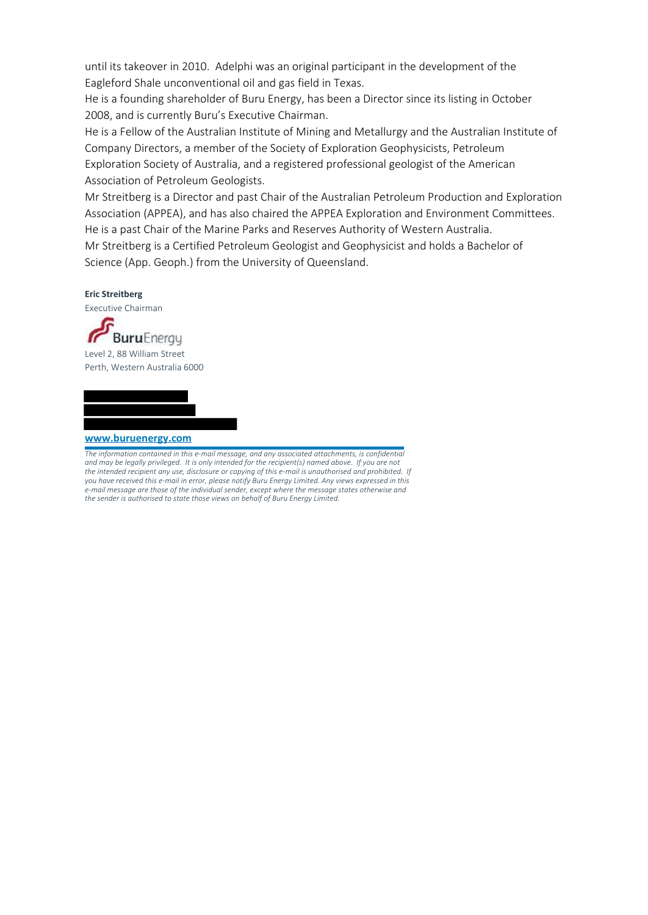until its takeover in 2010. Adelphi was an original participant in the development of the Eagleford Shale unconventional oil and gas field in Texas.

He is a founding shareholder of Buru Energy, has been a Director since its listing in October 2008, and is currently Buru's Executive Chairman.

He is a Fellow of the Australian Institute of Mining and Metallurgy and the Australian Institute of Company Directors, a member of the Society of Exploration Geophysicists, Petroleum Exploration Society of Australia, and a registered professional geologist of the American Association of Petroleum Geologists.

Mr Streitberg is a Director and past Chair of the Australian Petroleum Production and Exploration Association (APPEA), and has also chaired the APPEA Exploration and Environment Committees.

He is a past Chair of the Marine Parks and Reserves Authority of Western Australia.

Mr Streitberg is a Certified Petroleum Geologist and Geophysicist and holds a Bachelor of Science (App. Geoph.) from the University of Queensland.

**Eric Streitberg**
Executive Chairman

**Buru**Energy
Level 2, 88 William Street
Perth, Western Australia 6000

**www.buruenergy.com**

*The information contained in this e-mail message, and any associated attachments, is confidential and may be legally privileged. It is only intended for the recipient(s) named above. If you are not the intended recipient any use, disclosure or copying of this e-mail is unauthorised and prohibited. If you have received this e-mail in error, please notify Buru Energy Limited. Any views expressed in this e-mail message are those of the individual sender, except where the message states otherwise and the sender is authorised to state those views on behalf of Buru Energy Limited.*